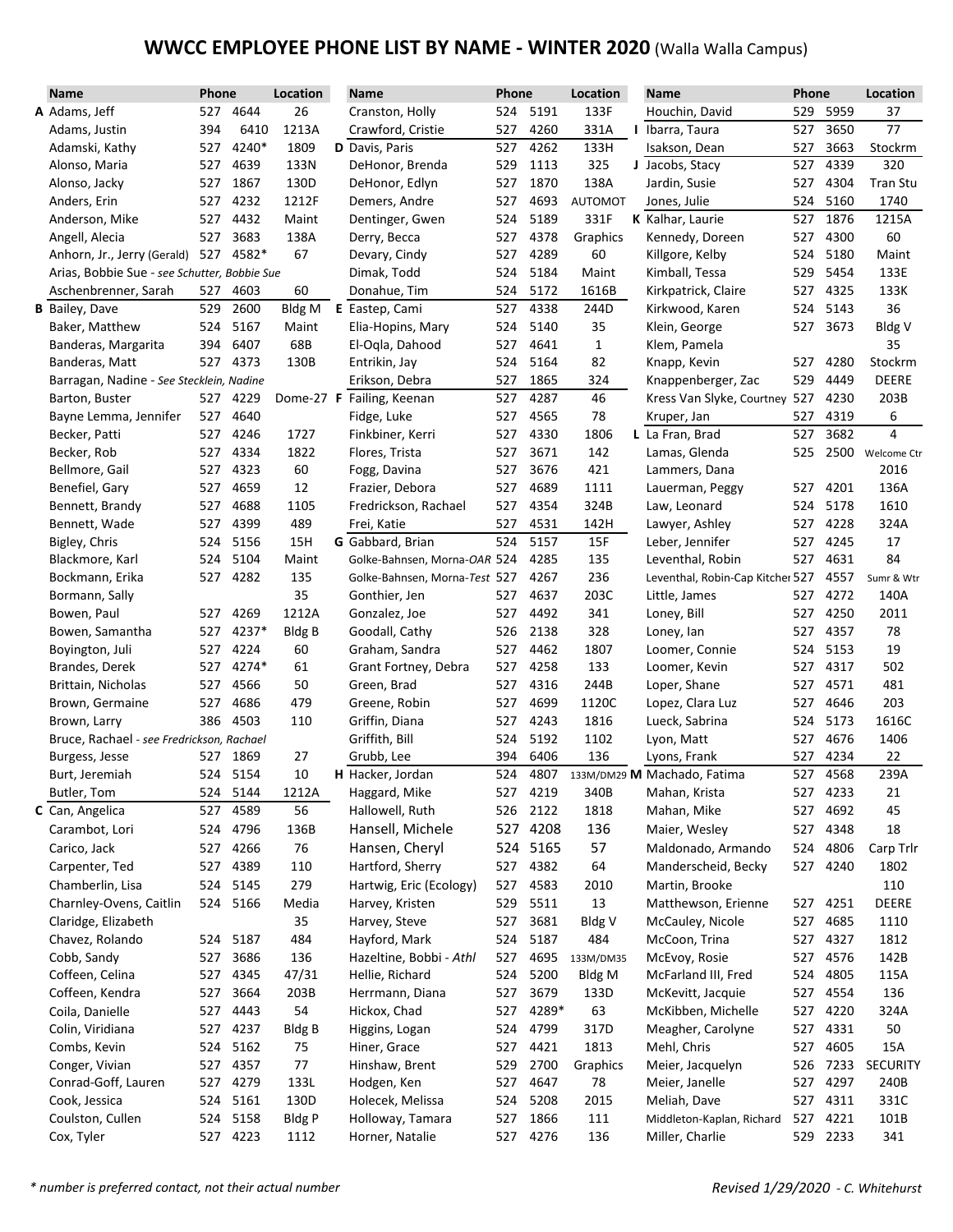# WWCC EMPLOYEE PHONE LIST BY NAME - WINTER 2020 (Walla Walla Campus)

| | Name | Phone | | Location |
|---|---|---|---|---|
| A | Adams, Jeff | 527 | 4644 | 26 |
| | Adams, Justin | 394 | 6410 | 1213A |
| | Adamski, Kathy | 527 | 4240* | 1809 |
| | Alonso, Maria | 527 | 4639 | 133N |
| | Alonso, Jacky | 527 | 1867 | 130D |
| | Anders, Erin | 527 | 4232 | 1212F |
| | Anderson, Mike | 527 | 4432 | Maint |
| | Angell, Alecia | 527 | 3683 | 138A |
| | Anhorn, Jr., Jerry (Gerald) | 527 | 4582* | 67 |
| | Arias, Bobbie Sue - *see Schutter, Bobbie Sue* | | | |
| | Aschenbrenner, Sarah | 527 | 4603 | 60 |
| B | Bailey, Dave | 529 | 2600 | Bldg M |
| | Baker, Matthew | 524 | 5167 | Maint |
| | Banderas, Margarita | 394 | 6407 | 68B |
| | Banderas, Matt | 527 | 4373 | 130B |
| | Barragan, Nadine - *See Stecklein, Nadine* | | | |
| | Barton, Buster | 527 | 4229 | Dome-27 |
| | Bayne Lemma, Jennifer | 527 | 4640 | |
| | Becker, Patti | 527 | 4246 | 1727 |
| | Becker, Rob | 527 | 4334 | 1822 |
| | Bellmore, Gail | 527 | 4323 | 60 |
| | Benefiel, Gary | 527 | 4659 | 12 |
| | Bennett, Brandy | 527 | 4688 | 1105 |
| | Bennett, Wade | 527 | 4399 | 489 |
| | Bigley, Chris | 524 | 5156 | 15H |
| | Blackmore, Karl | 524 | 5104 | Maint |
| | Bockmann, Erika | 527 | 4282 | 135 |
| | Bormann, Sally | | | 35 |
| | Bowen, Paul | 527 | 4269 | 1212A |
| | Bowen, Samantha | 527 | 4237* | Bldg B |
| | Boyington, Juli | 527 | 4224 | 60 |
| | Brandes, Derek | 527 | 4274* | 61 |
| | Brittain, Nicholas | 527 | 4566 | 50 |
| | Brown, Germaine | 527 | 4686 | 479 |
| | Brown, Larry | 386 | 4503 | 110 |
| | Bruce, Rachael - *see Fredrickson, Rachael* | | | |
| | Burgess, Jesse | 527 | 1869 | 27 |
| | Burt, Jeremiah | 524 | 5154 | 10 |
| | Butler, Tom | 524 | 5144 | 1212A |
| C | Can, Angelica | 527 | 4589 | 56 |
| | Carambot, Lori | 524 | 4796 | 136B |
| | Carico, Jack | 527 | 4266 | 76 |
| | Carpenter, Ted | 527 | 4389 | 110 |
| | Chamberlin, Lisa | 524 | 5145 | 279 |
| | Charnley-Ovens, Caitlin | 524 | 5166 | Media |
| | Claridge, Elizabeth | | | 35 |
| | Chavez, Rolando | 524 | 5187 | 484 |
| | Cobb, Sandy | 527 | 3686 | 136 |
| | Coffeen, Celina | 527 | 4345 | 47/31 |
| | Coffeen, Kendra | 527 | 3664 | 203B |
| | Coila, Danielle | 527 | 4443 | 54 |
| | Colin, Viridiana | 527 | 4237 | Bldg B |
| | Combs, Kevin | 524 | 5162 | 75 |
| | Conger, Vivian | 527 | 4357 | 77 |
| | Conrad-Goff, Lauren | 527 | 4279 | 133L |
| | Cook, Jessica | 524 | 5161 | 130D |
| | Coulston, Cullen | 524 | 5158 | Bldg P |
| | Cox, Tyler | 527 | 4223 | 1112 |
| | Cranston, Holly | 524 | 5191 | 133F |
| | Crawford, Cristie | 527 | 4260 | 331A |
| D | Davis, Paris | 527 | 4262 | 133H |
| | DeHonor, Brenda | 529 | 1113 | 325 |
| | DeHonor, Edlyn | 527 | 1870 | 138A |
| | Demers, Andre | 527 | 4693 | AUTOMOT |
| | Dentinger, Gwen | 524 | 5189 | 331F |
| | Derry, Becca | 527 | 4378 | Graphics |
| | Devary, Cindy | 527 | 4289 | 60 |
| | Dimak, Todd | 524 | 5184 | Maint |
| | Donahue, Tim | 524 | 5172 | 1616B |
| E | Eastep, Cami | 527 | 4338 | 244D |
| | Elia-Hopins, Mary | 524 | 5140 | 35 |
| | El-Oqla, Dahood | 527 | 4641 | 1 |
| | Entrikin, Jay | 524 | 5164 | 82 |
| | Erikson, Debra | 527 | 1865 | 324 |
| F | Failing, Keenan | 527 | 4287 | 46 |
| | Fidge, Luke | 527 | 4565 | 78 |
| | Finkbiner, Kerri | 527 | 4330 | 1806 |
| | Flores, Trista | 527 | 3671 | 142 |
| | Fogg, Davina | 527 | 3676 | 421 |
| | Frazier, Debora | 527 | 4689 | 1111 |
| | Fredrickson, Rachael | 527 | 4354 | 324B |
| | Frei, Katie | 527 | 4531 | 142H |
| G | Gabbard, Brian | 524 | 5157 | 15F |
| | Golke-Bahnsen, Morna-*OAR* | 524 | 4285 | 135 |
| | Golke-Bahnsen, Morna-*Test* | 527 | 4267 | 236 |
| | Gonthier, Jen | 527 | 4637 | 203C |
| | Gonzalez, Joe | 527 | 4492 | 341 |
| | Goodall, Cathy | 526 | 2138 | 328 |
| | Graham, Sandra | 527 | 4462 | 1807 |
| | Grant Fortney, Debra | 527 | 4258 | 133 |
| | Green, Brad | 527 | 4316 | 244B |
| | Greene, Robin | 527 | 4699 | 1120C |
| | Griffin, Diana | 527 | 4243 | 1816 |
| | Griffith, Bill | 524 | 5192 | 1102 |
| | Grubb, Lee | 394 | 6406 | 136 |
| H | Hacker, Jordan | 524 | 4807 | 133M/DM29 |
| | Haggard, Mike | 527 | 4219 | 340B |
| | Hallowell, Ruth | 526 | 2122 | 1818 |
| | Hansell, Michele | 527 | 4208 | 136 |
| | Hansen, Cheryl | 524 | 5165 | 57 |
| | Hartford, Sherry | 527 | 4382 | 64 |
| | Hartwig, Eric (Ecology) | 527 | 4583 | 2010 |
| | Harvey, Kristen | 529 | 5511 | 13 |
| | Harvey, Steve | 527 | 3681 | Bldg V |
| | Hayford, Mark | 524 | 5187 | 484 |
| | Hazeltine, Bobbi - *Athl* | 527 | 4695 | 133M/DM35 |
| | Hellie, Richard | 524 | 5200 | Bldg M |
| | Herrmann, Diana | 527 | 3679 | 133D |
| | Hickox, Chad | 527 | 4289* | 63 |
| | Higgins, Logan | 524 | 4799 | 317D |
| | Hiner, Grace | 527 | 4421 | 1813 |
| | Hinshaw, Brent | 529 | 2700 | Graphics |
| | Hodgen, Ken | 527 | 4647 | 78 |
| | Holecek, Melissa | 524 | 5208 | 2015 |
| | Holloway, Tamara | 527 | 1866 | 111 |
| | Horner, Natalie | 527 | 4276 | 136 |
| | Houchin, David | 529 | 5959 | 37 |
| I | Ibarra, Taura | 527 | 3650 | 77 |
| | Isakson, Dean | 527 | 3663 | Stockrm |
| J | Jacobs, Stacy | 527 | 4339 | 320 |
| | Jardin, Susie | 527 | 4304 | Tran Stu |
| | Jones, Julie | 524 | 5160 | 1740 |
| K | Kalhar, Laurie | 527 | 1876 | 1215A |
| | Kennedy, Doreen | 527 | 4300 | 60 |
| | Killgore, Kelby | 524 | 5180 | Maint |
| | Kimball, Tessa | 529 | 5454 | 133E |
| | Kirkpatrick, Claire | 527 | 4325 | 133K |
| | Kirkwood, Karen | 524 | 5143 | 36 |
| | Klein, George | 527 | 3673 | Bldg V |
| | Klem, Pamela | | | 35 |
| | Knapp, Kevin | 527 | 4280 | Stockrm |
| | Knappenberger, Zac | 529 | 4449 | DEERE |
| | Kress Van Slyke, Courtney | 527 | 4230 | 203B |
| | Kruper, Jan | 527 | 4319 | 6 |
| L | La Fran, Brad | 527 | 3682 | 4 |
| | Lamas, Glenda | 525 | 2500 | Welcome Ctr |
| | Lammers, Dana | | | 2016 |
| | Lauerman, Peggy | 527 | 4201 | 136A |
| | Law, Leonard | 524 | 5178 | 1610 |
| | Lawyer, Ashley | 527 | 4228 | 324A |
| | Leber, Jennifer | 527 | 4245 | 17 |
| | Leventhal, Robin | 527 | 4631 | 84 |
| | Leventhal, Robin-Cap Kitchen | 527 | 4557 | Sumr & Wtr |
| | Little, James | 527 | 4272 | 140A |
| | Loney, Bill | 527 | 4250 | 2011 |
| | Loney, Ian | 527 | 4357 | 78 |
| | Loomer, Connie | 524 | 5153 | 19 |
| | Loomer, Kevin | 527 | 4317 | 502 |
| | Loper, Shane | 527 | 4571 | 481 |
| | Lopez, Clara Luz | 527 | 4646 | 203 |
| | Lueck, Sabrina | 524 | 5173 | 1616C |
| | Lyon, Matt | 527 | 4676 | 1406 |
| | Lyons, Frank | 527 | 4234 | 22 |
| M | Machado, Fatima | 527 | 4568 | 239A |
| | Mahan, Krista | 527 | 4233 | 21 |
| | Mahan, Mike | 527 | 4692 | 45 |
| | Maier, Wesley | 527 | 4348 | 18 |
| | Maldonado, Armando | 524 | 4806 | Carp Trlr |
| | Manderscheid, Becky | 527 | 4240 | 1802 |
| | Martin, Brooke | | | 110 |
| | Matthewson, Erienne | 527 | 4251 | DEERE |
| | McCauley, Nicole | 527 | 4685 | 1110 |
| | McCoon, Trina | 527 | 4327 | 1812 |
| | McEvoy, Rosie | 527 | 4576 | 142B |
| | McFarland III, Fred | 524 | 4805 | 115A |
| | McKevitt, Jacquie | 527 | 4554 | 136 |
| | McKibben, Michelle | 527 | 4220 | 324A |
| | Meagher, Carolyne | 527 | 4331 | 50 |
| | Mehl, Chris | 527 | 4605 | 15A |
| | Meier, Jacquelyn | 526 | 7233 | SECURITY |
| | Meier, Janelle | 527 | 4297 | 240B |
| | Meliah, Dave | 527 | 4311 | 331C |
| | Middleton-Kaplan, Richard | 527 | 4221 | 101B |
| | Miller, Charlie | 529 | 2233 | 341 |

*\* number is preferred contact, not their actual number*

*Revised 1/29/2020 - C. Whitehurst*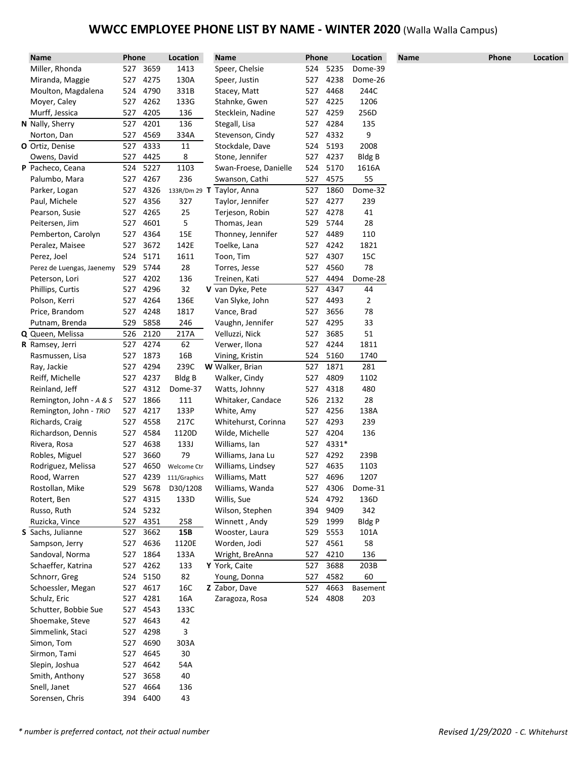# WWCC EMPLOYEE PHONE LIST BY NAME - WINTER 2020 (Walla Walla Campus)

| | Name | Phone | | Location |
|---|---|---|---|---|
| | Miller, Rhonda | 527 | 3659 | 1413 |
| | Miranda, Maggie | 527 | 4275 | 130A |
| | Moulton, Magdalena | 524 | 4790 | 331B |
| | Moyer, Caley | 527 | 4262 | 133G |
| | Murff, Jessica | 527 | 4205 | 136 |
| **N** | Nally, Sherry | 527 | 4201 | 136 |
| | Norton, Dan | 527 | 4569 | 334A |
| **O** | Ortiz, Denise | 527 | 4333 | 11 |
| | Owens, David | 527 | 4425 | 8 |
| **P** | Pacheco, Ceana | 524 | 5227 | 1103 |
| | Palumbo, Mara | 527 | 4267 | 236 |
| | Parker, Logan | 527 | 4326 | 133R/Dm 29 |
| | Paul, Michele | 527 | 4356 | 327 |
| | Pearson, Susie | 527 | 4265 | 25 |
| | Peitersen, Jim | 527 | 4601 | 5 |
| | Pemberton, Carolyn | 527 | 4364 | 15E |
| | Peralez, Maisee | 527 | 3672 | 142E |
| | Perez, Joel | 524 | 5171 | 1611 |
| | Perez de Luengas, Jaenemy | 529 | 5744 | 28 |
| | Peterson, Lori | 527 | 4202 | 136 |
| | Phillips, Curtis | 527 | 4296 | 32 |
| | Polson, Kerri | 527 | 4264 | 136E |
| | Price, Brandom | 527 | 4248 | 1817 |
| | Putnam, Brenda | 529 | 5858 | 246 |
| **Q** | Queen, Melissa | 526 | 2120 | 217A |
| **R** | Ramsey, Jerri | 527 | 4274 | 62 |
| | Rasmussen, Lisa | 527 | 1873 | 16B |
| | Ray, Jackie | 527 | 4294 | 239C |
| | Reiff, Michelle | 527 | 4237 | Bldg B |
| | Reinland, Jeff | 527 | 4312 | Dome-37 |
| | Remington, John - *A & S* | 527 | 1866 | 111 |
| | Remington, John - *TRiO* | 527 | 4217 | 133P |
| | Richards, Craig | 527 | 4558 | 217C |
| | Richardson, Dennis | 527 | 4584 | 1120D |
| | Rivera, Rosa | 527 | 4638 | 133J |
| | Robles, Miguel | 527 | 3660 | 79 |
| | Rodriguez, Melissa | 527 | 4650 | Welcome Ctr |
| | Rood, Warren | 527 | 4239 | 111/Graphics |
| | Rostollan, Mike | 529 | 5678 | D30/1208 |
| | Rotert, Ben | 527 | 4315 | 133D |
| | Russo, Ruth | 524 | 5232 | |
| | Ruzicka, Vince | 527 | 4351 | 258 |
| **S** | Sachs, Julianne | 527 | 3662 | **15B** |
| | Sampson, Jerry | 527 | 4636 | 1120E |
| | Sandoval, Norma | 527 | 1864 | 133A |
| | Schaeffer, Katrina | 527 | 4262 | 133 |
| | Schnorr, Greg | 524 | 5150 | 82 |
| | Schoessler, Megan | 527 | 4617 | 16C |
| | Schulz, Eric | 527 | 4281 | 16A |
| | Schutter, Bobbie Sue | 527 | 4543 | 133C |
| | Shoemake, Steve | 527 | 4643 | 42 |
| | Simmelink, Staci | 527 | 4298 | 3 |
| | Simon, Tom | 527 | 4690 | 303A |
| | Sirmon, Tami | 527 | 4645 | 30 |
| | Slepin, Joshua | 527 | 4642 | 54A |
| | Smith, Anthony | 527 | 3658 | 40 |
| | Snell, Janet | 527 | 4664 | 136 |
| | Sorensen, Chris | 394 | 6400 | 43 |
| | Speer, Chelsie | 524 | 5235 | Dome-39 |
| | Speer, Justin | 527 | 4238 | Dome-26 |
| | Stacey, Matt | 527 | 4468 | 244C |
| | Stahnke, Gwen | 527 | 4225 | 1206 |
| | Stecklein, Nadine | 527 | 4259 | 256D |
| | Stegall, Lisa | 527 | 4284 | 135 |
| | Stevenson, Cindy | 527 | 4332 | 9 |
| | Stockdale, Dave | 524 | 5193 | 2008 |
| | Stone, Jennifer | 527 | 4237 | Bldg B |
| | Swan-Froese, Danielle | 524 | 5170 | 1616A |
| | Swanson, Cathi | 527 | 4575 | 55 |
| **T** | Taylor, Anna | 527 | 1860 | Dome-32 |
| | Taylor, Jennifer | 527 | 4277 | 239 |
| | Terjeson, Robin | 527 | 4278 | 41 |
| | Thomas, Jean | 529 | 5744 | 28 |
| | Thonney, Jennifer | 527 | 4489 | 110 |
| | Toelke, Lana | 527 | 4242 | 1821 |
| | Toon, Tim | 527 | 4307 | 15C |
| | Torres, Jesse | 527 | 4560 | 78 |
| | Treinen, Kati | 527 | 4494 | Dome-28 |
| **V** | van Dyke, Pete | 527 | 4347 | 44 |
| | Van Slyke, John | 527 | 4493 | 2 |
| | Vance, Brad | 527 | 3656 | 78 |
| | Vaughn, Jennifer | 527 | 4295 | 33 |
| | Velluzzi, Nick | 527 | 3685 | 51 |
| | Verwer, Ilona | 527 | 4244 | 1811 |
| | Vining, Kristin | 524 | 5160 | 1740 |
| **W** | Walker, Brian | 527 | 1871 | 281 |
| | Walker, Cindy | 527 | 4809 | 1102 |
| | Watts, Johnny | 527 | 4318 | 480 |
| | Whitaker, Candace | 526 | 2132 | 28 |
| | White, Amy | 527 | 4256 | 138A |
| | Whitehurst, Corinna | 527 | 4293 | 239 |
| | Wilde, Michelle | 527 | 4204 | 136 |
| | Williams, Ian | 527 | 4331* | |
| | Williams, Jana Lu | 527 | 4292 | 239B |
| | Williams, Lindsey | 527 | 4635 | 1103 |
| | Williams, Matt | 527 | 4696 | 1207 |
| | Williams, Wanda | 527 | 4306 | Dome-31 |
| | Willis, Sue | 524 | 4792 | 136D |
| | Wilson, Stephen | 394 | 9409 | 342 |
| | Winnett , Andy | 529 | 1999 | Bldg P |
| | Wooster, Laura | 529 | 5553 | 101A |
| | Worden, Jodi | 527 | 4561 | 58 |
| | Wright, BreAnna | 527 | 4210 | 136 |
| **Y** | York, Caite | 527 | 3688 | 203B |
| | Young, Donna | 527 | 4582 | 60 |
| **Z** | Zabor, Dave | 527 | 4663 | Basement |
| | Zaragoza, Rosa | 524 | 4808 | 203 |

*\* number is preferred contact, not their actual number*

*Revised 1/29/2020 - C. Whitehurst*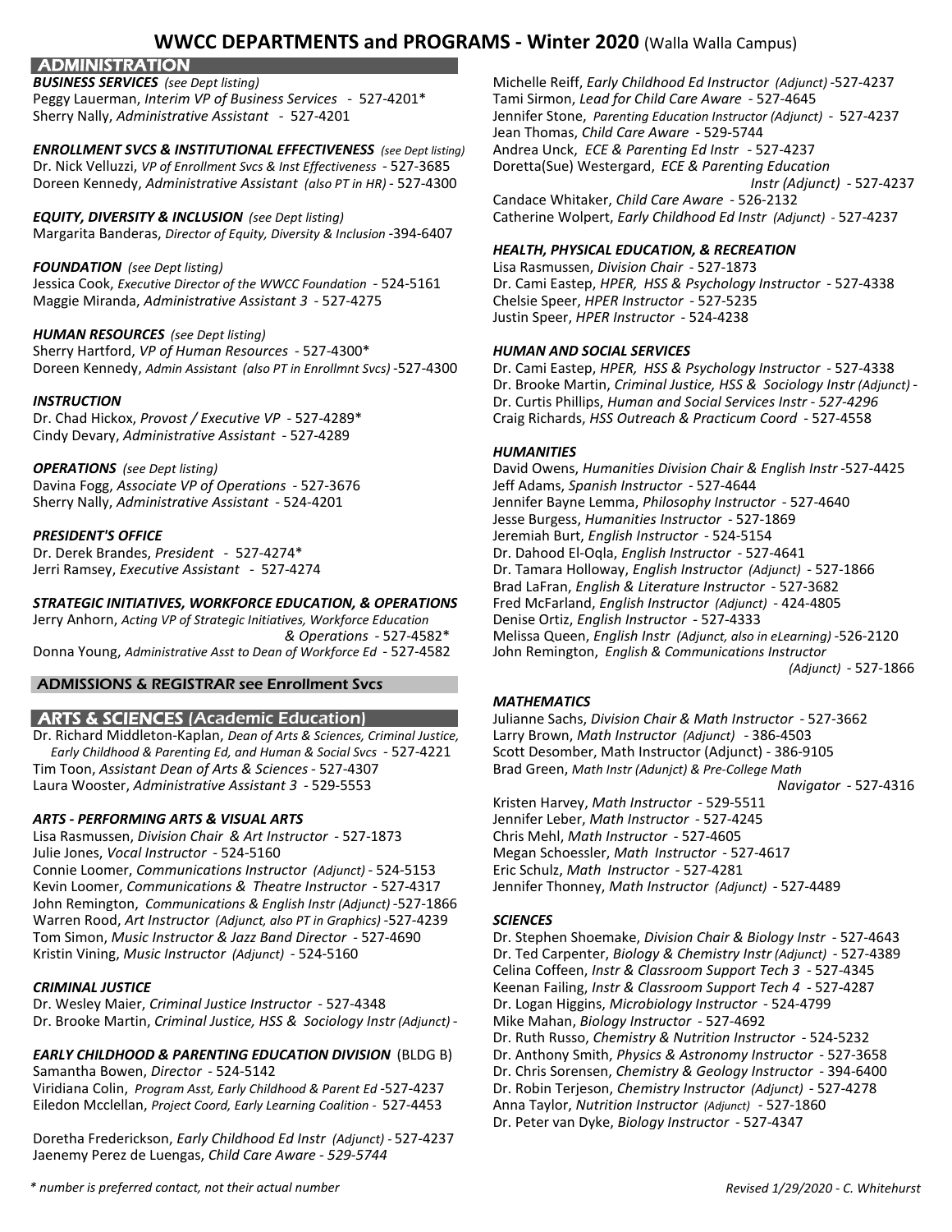# WWCC DEPARTMENTS and PROGRAMS - Winter 2020 (Walla Walla Campus)

## ADMINISTRATION

***BUSINESS SERVICES*** *(see Dept listing)*
Peggy Lauerman, *Interim VP of Business Services* - 527-4201*
Sherry Nally, *Administrative Assistant* - 527-4201

***ENROLLMENT SVCS & INSTITUTIONAL EFFECTIVENESS*** *(see Dept listing)*
Dr. Nick Velluzzi, *VP of Enrollment Svcs & Inst Effectiveness* - 527-3685
Doreen Kennedy, *Administrative Assistant (also PT in HR)* - 527-4300

***EQUITY, DIVERSITY & INCLUSION*** *(see Dept listing)*
Margarita Banderas, *Director of Equity, Diversity & Inclusion* -394-6407

***FOUNDATION*** *(see Dept listing)*
Jessica Cook, *Executive Director of the WWCC Foundation* - 524-5161
Maggie Miranda, *Administrative Assistant 3* - 527-4275

***HUMAN RESOURCES*** *(see Dept listing)*
Sherry Hartford, *VP of Human Resources* - 527-4300*
Doreen Kennedy, *Admin Assistant (also PT in Enrollmnt Svcs)* -527-4300

***INSTRUCTION***
Dr. Chad Hickox, *Provost / Executive VP* - 527-4289*
Cindy Devary, *Administrative Assistant* - 527-4289

***OPERATIONS*** *(see Dept listing)*
Davina Fogg, *Associate VP of Operations* - 527-3676
Sherry Nally, *Administrative Assistant* - 524-4201

***PRESIDENT'S OFFICE***
Dr. Derek Brandes, *President* - 527-4274*
Jerri Ramsey, *Executive Assistant* - 527-4274

***STRATEGIC INITIATIVES, WORKFORCE EDUCATION, & OPERATIONS***
Jerry Anhorn, *Acting VP of Strategic Initiatives, Workforce Education & Operations* - 527-4582*
Donna Young, *Administrative Asst to Dean of Workforce Ed* - 527-4582

## ADMISSIONS & REGISTRAR see Enrollment Svcs

## ARTS & SCIENCES (Academic Education)

Dr. Richard Middleton-Kaplan, *Dean of Arts & Sciences, Criminal Justice, Early Childhood & Parenting Ed, and Human & Social Svcs* - 527-4221
Tim Toon, *Assistant Dean of Arts & Sciences* - 527-4307
Laura Wooster, *Administrative Assistant 3* - 529-5553

***ARTS - PERFORMING ARTS & VISUAL ARTS***
Lisa Rasmussen, *Division Chair & Art Instructor* - 527-1873
Julie Jones, *Vocal Instructor* - 524-5160
Connie Loomer, *Communications Instructor (Adjunct)* - 524-5153
Kevin Loomer, *Communications & Theatre Instructor* - 527-4317
John Remington, *Communications & English Instr (Adjunct)* -527-1866
Warren Rood, *Art Instructor (Adjunct, also PT in Graphics)* -527-4239
Tom Simon, *Music Instructor & Jazz Band Director* - 527-4690
Kristin Vining, *Music Instructor (Adjunct)* - 524-5160

***CRIMINAL JUSTICE***
Dr. Wesley Maier, *Criminal Justice Instructor* - 527-4348
Dr. Brooke Martin, *Criminal Justice, HSS & Sociology Instr (Adjunct)* -

***EARLY CHILDHOOD & PARENTING EDUCATION DIVISION*** (BLDG B)
Samantha Bowen, *Director* - 524-5142
Viridiana Colin, *Program Asst, Early Childhood & Parent Ed* -527-4237
Eiledon Mcclellan, *Project Coord, Early Learning Coalition* - 527-4453

Doretha Frederickson, *Early Childhood Ed Instr (Adjunct)* - 527-4237
Jaenemy Perez de Luengas, *Child Care Aware - 529-5744*
Michelle Reiff, *Early Childhood Ed Instructor (Adjunct)* -527-4237
Tami Sirmon, *Lead for Child Care Aware* - 527-4645
Jennifer Stone, *Parenting Education Instructor (Adjunct)* - 527-4237
Jean Thomas, *Child Care Aware* - 529-5744
Andrea Unck, *ECE & Parenting Ed Instr* - 527-4237
Doretta(Sue) Westergard, *ECE & Parenting Education Instr (Adjunct)* - 527-4237
Candace Whitaker, *Child Care Aware* - 526-2132
Catherine Wolpert, *Early Childhood Ed Instr (Adjunct)* - 527-4237

***HEALTH, PHYSICAL EDUCATION, & RECREATION***
Lisa Rasmussen, *Division Chair* - 527-1873
Dr. Cami Eastep, *HPER, HSS & Psychology Instructor* - 527-4338
Chelsie Speer, *HPER Instructor* - 527-5235
Justin Speer, *HPER Instructor* - 524-4238

***HUMAN AND SOCIAL SERVICES***
Dr. Cami Eastep, *HPER, HSS & Psychology Instructor* - 527-4338
Dr. Brooke Martin, *Criminal Justice, HSS & Sociology Instr (Adjunct)* -
Dr. Curtis Phillips, *Human and Social Services Instr - 527-4296*
Craig Richards, *HSS Outreach & Practicum Coord* - 527-4558

***HUMANITIES***
David Owens, *Humanities Division Chair & English Instr* -527-4425
Jeff Adams, *Spanish Instructor* - 527-4644
Jennifer Bayne Lemma, *Philosophy Instructor* - 527-4640
Jesse Burgess, *Humanities Instructor* - 527-1869
Jeremiah Burt, *English Instructor* - 524-5154
Dr. Dahood El-Oqla, *English Instructor* - 527-4641
Dr. Tamara Holloway, *English Instructor (Adjunct)* - 527-1866
Brad LaFran, *English & Literature Instructor* - 527-3682
Fred McFarland, *English Instructor (Adjunct)* - 424-4805
Denise Ortiz, *English Instructor* - 527-4333
Melissa Queen, *English Instr (Adjunct, also in eLearning)* -526-2120
John Remington, *English & Communications Instructor (Adjunct)* - 527-1866

***MATHEMATICS***
Julianne Sachs, *Division Chair & Math Instructor* - 527-3662
Larry Brown, *Math Instructor (Adjunct)* - 386-4503
Scott Desomber, Math Instructor (Adjunct) - 386-9105
Brad Green, *Math Instr (Adunjct) & Pre-College Math Navigator* - 527-4316
Kristen Harvey, *Math Instructor* - 529-5511
Jennifer Leber, *Math Instructor* - 527-4245
Chris Mehl, *Math Instructor* - 527-4605
Megan Schoessler, *Math Instructor* - 527-4617
Eric Schulz, *Math Instructor* - 527-4281
Jennifer Thonney, *Math Instructor (Adjunct)* - 527-4489

***SCIENCES***
Dr. Stephen Shoemake, *Division Chair & Biology Instr* - 527-4643
Dr. Ted Carpenter, *Biology & Chemistry Instr (Adjunct)* - 527-4389
Celina Coffeen, *Instr & Classroom Support Tech 3* - 527-4345
Keenan Failing, *Instr & Classroom Support Tech 4* - 527-4287
Dr. Logan Higgins, *Microbiology Instructor* - 524-4799
Mike Mahan, *Biology Instructor* - 527-4692
Dr. Ruth Russo, *Chemistry & Nutrition Instructor* - 524-5232
Dr. Anthony Smith, *Physics & Astronomy Instructor* - 527-3658
Dr. Chris Sorensen, *Chemistry & Geology Instructor* - 394-6400
Dr. Robin Terjeson, *Chemistry Instructor (Adjunct)* - 527-4278
Anna Taylor, *Nutrition Instructor (Adjunct)* - 527-1860
Dr. Peter van Dyke, *Biology Instructor* - 527-4347

*\* number is preferred contact, not their actual number*

*Revised 1/29/2020 - C. Whitehurst*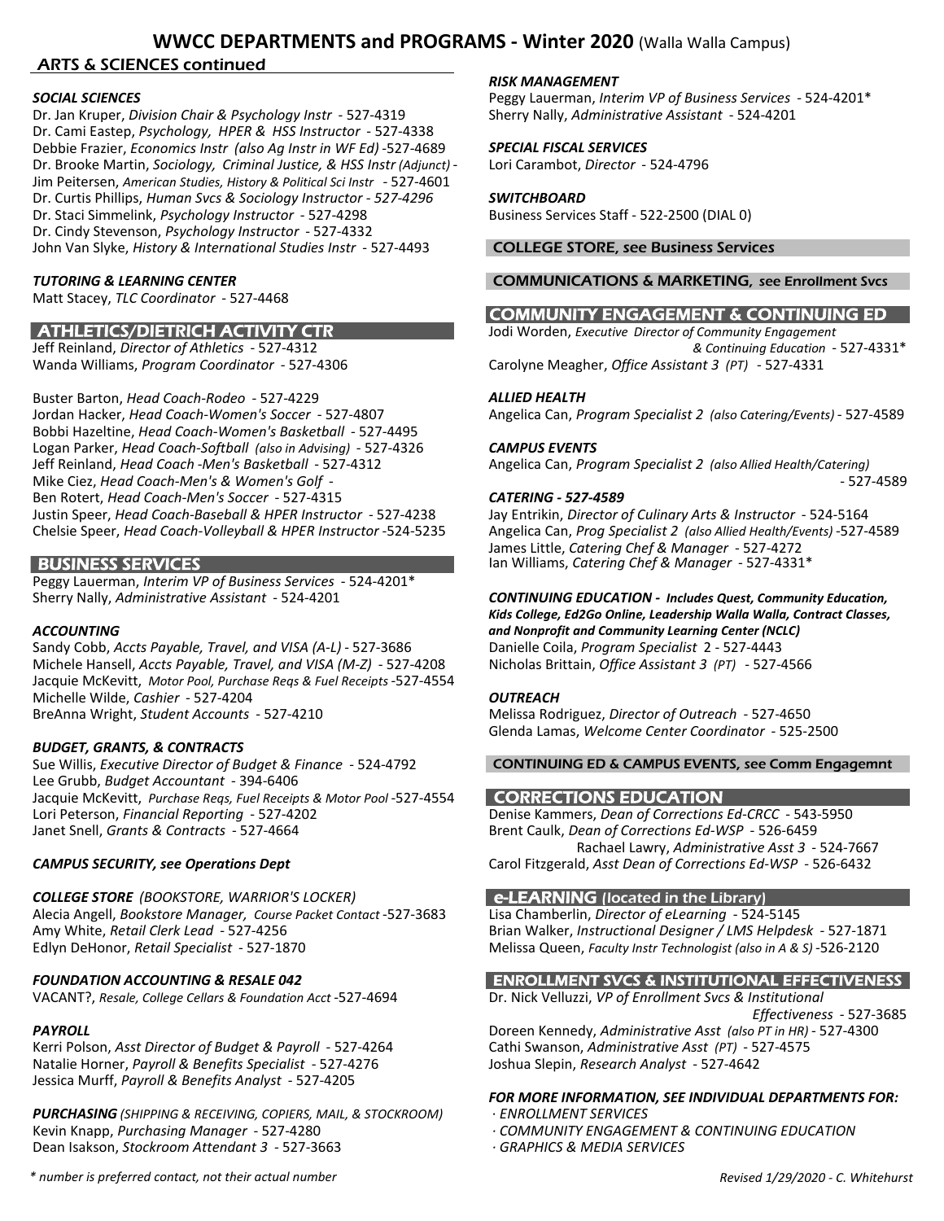# WWCC DEPARTMENTS and PROGRAMS - Winter 2020 (Walla Walla Campus)

## ARTS & SCIENCES continued

### *SOCIAL SCIENCES*

Dr. Jan Kruper, *Division Chair & Psychology Instr* - 527-4319
Dr. Cami Eastep, *Psychology, HPER & HSS Instructor* - 527-4338
Debbie Frazier, *Economics Instr (also Ag Instr in WF Ed)* -527-4689
Dr. Brooke Martin, *Sociology, Criminal Justice, & HSS Instr (Adjunct)* -
Jim Peitersen, *American Studies, History & Political Sci Instr* - 527-4601
Dr. Curtis Phillips, *Human Svcs & Sociology Instructor - 527-4296*
Dr. Staci Simmelink, *Psychology Instructor* - 527-4298
Dr. Cindy Stevenson, *Psychology Instructor* - 527-4332
John Van Slyke, *History & International Studies Instr* - 527-4493

### *TUTORING & LEARNING CENTER*

Matt Stacey, *TLC Coordinator* - 527-4468

## ATHLETICS/DIETRICH ACTIVITY CTR

Jeff Reinland, *Director of Athletics* - 527-4312
Wanda Williams, *Program Coordinator* - 527-4306

Buster Barton, *Head Coach-Rodeo* - 527-4229
Jordan Hacker, *Head Coach-Women's Soccer* - 527-4807
Bobbi Hazeltine, *Head Coach-Women's Basketball* - 527-4495
Logan Parker, *Head Coach-Softball (also in Advising)* - 527-4326
Jeff Reinland, *Head Coach -Men's Basketball* - 527-4312
Mike Ciez, *Head Coach-Men's & Women's Golf* -
Ben Rotert, *Head Coach-Men's Soccer* - 527-4315
Justin Speer, *Head Coach-Baseball & HPER Instructor* - 527-4238
Chelsie Speer, *Head Coach-Volleyball & HPER Instructor* -524-5235

## BUSINESS SERVICES

Peggy Lauerman, *Interim VP of Business Services* - 524-4201*
Sherry Nally, *Administrative Assistant* - 524-4201

### *ACCOUNTING*

Sandy Cobb, *Accts Payable, Travel, and VISA (A-L)* - 527-3686
Michele Hansell, *Accts Payable, Travel, and VISA (M-Z)* - 527-4208
Jacquie McKevitt, *Motor Pool, Purchase Reqs & Fuel Receipts* -527-4554
Michelle Wilde, *Cashier* - 527-4204
BreAnna Wright, *Student Accounts* - 527-4210

### *BUDGET, GRANTS, & CONTRACTS*

Sue Willis, *Executive Director of Budget & Finance* - 524-4792
Lee Grubb, *Budget Accountant* - 394-6406
Jacquie McKevitt, *Purchase Reqs, Fuel Receipts & Motor Pool* -527-4554
Lori Peterson, *Financial Reporting* - 527-4202
Janet Snell, *Grants & Contracts* - 527-4664

### *CAMPUS SECURITY, see Operations Dept*

### *COLLEGE STORE (BOOKSTORE, WARRIOR'S LOCKER)*

Alecia Angell, *Bookstore Manager, Course Packet Contact* -527-3683
Amy White, *Retail Clerk Lead* - 527-4256
Edlyn DeHonor, *Retail Specialist* - 527-1870

### *FOUNDATION ACCOUNTING & RESALE 042*

VACANT?, *Resale, College Cellars & Foundation Acct* -527-4694

### *PAYROLL*

Kerri Polson, *Asst Director of Budget & Payroll* - 527-4264
Natalie Horner, *Payroll & Benefits Specialist* - 527-4276
Jessica Murff, *Payroll & Benefits Analyst* - 527-4205

### *PURCHASING (SHIPPING & RECEIVING, COPIERS, MAIL, & STOCKROOM)*

Kevin Knapp, *Purchasing Manager* - 527-4280
Dean Isakson, *Stockroom Attendant 3* - 527-3663

### *RISK MANAGEMENT*

Peggy Lauerman, *Interim VP of Business Services* - 524-4201*
Sherry Nally, *Administrative Assistant* - 524-4201

### *SPECIAL FISCAL SERVICES*

Lori Carambot, *Director* - 524-4796

### *SWITCHBOARD*

Business Services Staff - 522-2500 (DIAL 0)

## COLLEGE STORE, see Business Services

## COMMUNICATIONS & MARKETING, see Enrollment Svcs

## COMMUNITY ENGAGEMENT & CONTINUING ED

Jodi Worden, *Executive Director of Community Engagement & Continuing Education* - 527-4331*
Carolyne Meagher, *Office Assistant 3 (PT)* - 527-4331

### *ALLIED HEALTH*

Angelica Can, *Program Specialist 2 (also Catering/Events)* - 527-4589

### *CAMPUS EVENTS*

Angelica Can, *Program Specialist 2 (also Allied Health/Catering)* - 527-4589

### *CATERING - 527-4589*

Jay Entrikin, *Director of Culinary Arts & Instructor* - 524-5164
Angelica Can, *Prog Specialist 2 (also Allied Health/Events)* -527-4589
James Little, *Catering Chef & Manager* - 527-4272
Ian Williams, *Catering Chef & Manager* - 527-4331*

### *CONTINUING EDUCATION - Includes Quest, Community Education, Kids College, Ed2Go Online, Leadership Walla Walla, Contract Classes, and Nonprofit and Community Learning Center (NCLC)*

Danielle Coila, *Program Specialist* 2 - 527-4443
Nicholas Brittain, *Office Assistant 3 (PT)* - 527-4566

### *OUTREACH*

Melissa Rodriguez, *Director of Outreach* - 527-4650
Glenda Lamas, *Welcome Center Coordinator* - 525-2500

## CONTINUING ED & CAMPUS EVENTS, see Comm Engagemnt

## CORRECTIONS EDUCATION

Denise Kammers, *Dean of Corrections Ed-CRCC* - 543-5950
Brent Caulk, *Dean of Corrections Ed-WSP* - 526-6459
Rachael Lawry, *Administrative Asst 3* - 524-7667
Carol Fitzgerald, *Asst Dean of Corrections Ed-WSP* - 526-6432

## e-LEARNING (located in the Library)

Lisa Chamberlin, *Director of eLearning* - 524-5145
Brian Walker, *Instructional Designer / LMS Helpdesk* - 527-1871
Melissa Queen, *Faculty Instr Technologist (also in A & S)* -526-2120

## ENROLLMENT SVCS & INSTITUTIONAL EFFECTIVENESS

Dr. Nick Velluzzi, *VP of Enrollment Svcs & Institutional Effectiveness* - 527-3685
Doreen Kennedy, *Administrative Asst (also PT in HR)* - 527-4300
Cathi Swanson, *Administrative Asst (PT)* - 527-4575
Joshua Slepin, *Research Analyst* - 527-4642

### *FOR MORE INFORMATION, SEE INDIVIDUAL DEPARTMENTS FOR:*

- *ENROLLMENT SERVICES*
- *COMMUNITY ENGAGEMENT & CONTINUING EDUCATION*
- *GRAPHICS & MEDIA SERVICES*

*\* number is preferred contact, not their actual number*

*Revised 1/29/2020 - C. Whitehurst*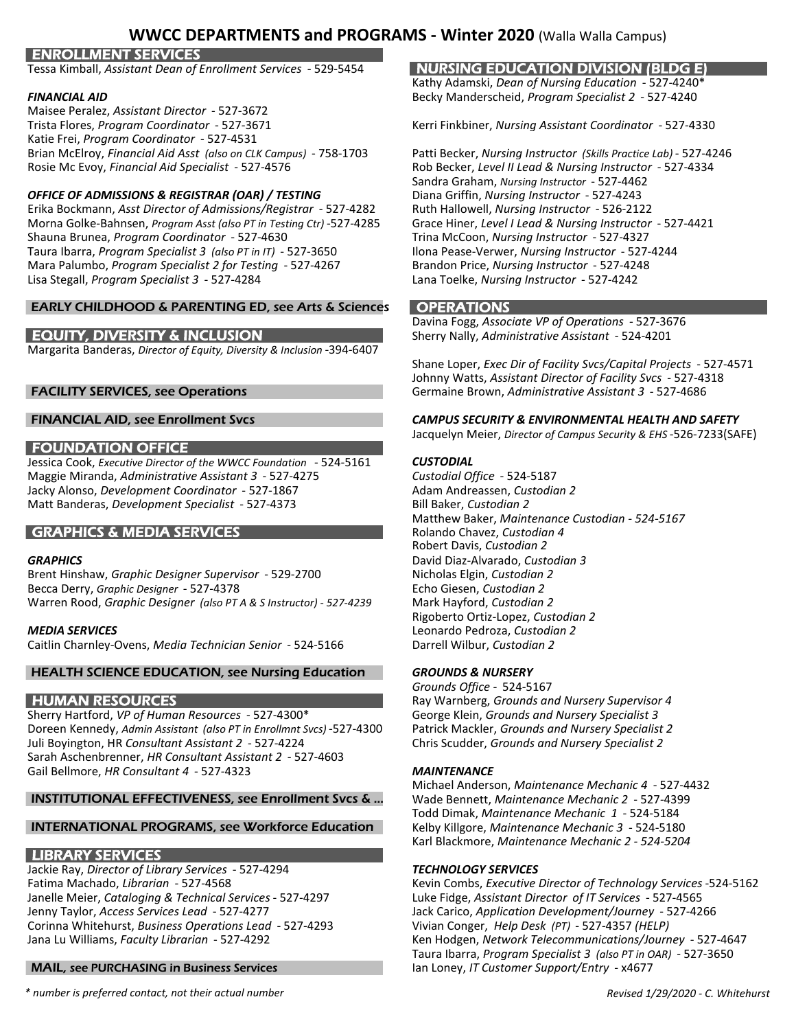# WWCC DEPARTMENTS and PROGRAMS - Winter 2020 (Walla Walla Campus)

## ENROLLMENT SERVICES

Tessa Kimball, *Assistant Dean of Enrollment Services* - 529-5454

### *FINANCIAL AID*

Maisee Peralez, *Assistant Director* - 527-3672
Trista Flores, *Program Coordinator* - 527-3671
Katie Frei, *Program Coordinator* - 527-4531
Brian McElroy, *Financial Aid Asst (also on CLK Campus)* - 758-1703
Rosie Mc Evoy, *Financial Aid Specialist* - 527-4576

### *OFFICE OF ADMISSIONS & REGISTRAR (OAR) / TESTING*

Erika Bockmann, *Asst Director of Admissions/Registrar* - 527-4282
Morna Golke-Bahnsen, *Program Asst (also PT in Testing Ctr)* -527-4285
Shauna Brunea, *Program Coordinator* - 527-4630
Taura Ibarra, *Program Specialist 3 (also PT in IT)* - 527-3650
Mara Palumbo, *Program Specialist 2 for Testing* - 527-4267
Lisa Stegall, *Program Specialist 3* - 527-4284

## EARLY CHILDHOOD & PARENTING ED, see Arts & Sciences

## EQUITY, DIVERSITY & INCLUSION

Margarita Banderas, *Director of Equity, Diversity & Inclusion* -394-6407

## FACILITY SERVICES, see Operations

## FINANCIAL AID, see Enrollment Svcs

## FOUNDATION OFFICE

Jessica Cook, *Executive Director of the WWCC Foundation* - 524-5161
Maggie Miranda, *Administrative Assistant 3* - 527-4275
Jacky Alonso, *Development Coordinator* - 527-1867
Matt Banderas, *Development Specialist* - 527-4373

## GRAPHICS & MEDIA SERVICES

### *GRAPHICS*

Brent Hinshaw, *Graphic Designer Supervisor* - 529-2700
Becca Derry, *Graphic Designer* - 527-4378
Warren Rood, *Graphic Designer (also PT A & S Instructor) - 527-4239*

### *MEDIA SERVICES*

Caitlin Charnley-Ovens, *Media Technician Senior* - 524-5166

## HEALTH SCIENCE EDUCATION, see Nursing Education

## HUMAN RESOURCES

Sherry Hartford, *VP of Human Resources* - 527-4300*
Doreen Kennedy, *Admin Assistant (also PT in Enrollmnt Svcs)* -527-4300
Juli Boyington, HR *Consultant Assistant 2* - 527-4224
Sarah Aschenbrenner, *HR Consultant Assistant 2* - 527-4603
Gail Bellmore, *HR Consultant 4* - 527-4323

## INSTITUTIONAL EFFECTIVENESS, see Enrollment Svcs & ...

## INTERNATIONAL PROGRAMS, see Workforce Education

## LIBRARY SERVICES

Jackie Ray, *Director of Library Services* - 527-4294
Fatima Machado, *Librarian* - 527-4568
Janelle Meier, *Cataloging & Technical Services* - 527-4297
Jenny Taylor, *Access Services Lead* - 527-4277
Corinna Whitehurst, *Business Operations Lead* - 527-4293
Jana Lu Williams, *Faculty Librarian* - 527-4292

## MAIL, see PURCHASING in Business Services

## NURSING EDUCATION DIVISION (BLDG E)

Kathy Adamski, *Dean of Nursing Education* - 527-4240*
Becky Manderscheid, *Program Specialist 2* - 527-4240

Kerri Finkbiner, *Nursing Assistant Coordinator* - 527-4330

Patti Becker, *Nursing Instructor (Skills Practice Lab)* - 527-4246
Rob Becker, *Level II Lead & Nursing Instructor* - 527-4334
Sandra Graham, *Nursing Instructor* - 527-4462
Diana Griffin, *Nursing Instructor* - 527-4243
Ruth Hallowell, *Nursing Instructor* - 526-2122
Grace Hiner, *Level I Lead & Nursing Instructor* - 527-4421
Trina McCoon, *Nursing Instructor* - 527-4327
Ilona Pease-Verwer, *Nursing Instructor* - 527-4244
Brandon Price, *Nursing Instructor* - 527-4248
Lana Toelke, *Nursing Instructor* - 527-4242

## OPERATIONS

Davina Fogg, *Associate VP of Operations* - 527-3676
Sherry Nally, *Administrative Assistant* - 524-4201

Shane Loper, *Exec Dir of Facility Svcs/Capital Projects* - 527-4571
Johnny Watts, *Assistant Director of Facility Svcs* - 527-4318
Germaine Brown, *Administrative Assistant 3* - 527-4686

### *CAMPUS SECURITY & ENVIRONMENTAL HEALTH AND SAFETY*

Jacquelyn Meier, *Director of Campus Security & EHS* -526-7233(SAFE)

### *CUSTODIAL*

*Custodial Office* - 524-5187
Adam Andreassen, *Custodian 2*
Bill Baker, *Custodian 2*
Matthew Baker, *Maintenance Custodian - 524-5167*
Rolando Chavez, *Custodian 4*
Robert Davis, *Custodian 2*
David Diaz-Alvarado, *Custodian 3*
Nicholas Elgin, *Custodian 2*
Echo Giesen, *Custodian 2*
Mark Hayford, *Custodian 2*
Rigoberto Ortiz-Lopez, *Custodian 2*
Leonardo Pedroza, *Custodian 2*
Darrell Wilbur, *Custodian 2*

### *GROUNDS & NURSERY*

*Grounds Office* - 524-5167
Ray Warnberg, *Grounds and Nursery Supervisor 4*
George Klein, *Grounds and Nursery Specialist 3*
Patrick Mackler, *Grounds and Nursery Specialist 2*
Chris Scudder, *Grounds and Nursery Specialist 2*

### *MAINTENANCE*

Michael Anderson, *Maintenance Mechanic 4* - 527-4432
Wade Bennett, *Maintenance Mechanic 2* - 527-4399
Todd Dimak, *Maintenance Mechanic 1* - 524-5184
Kelby Killgore, *Maintenance Mechanic 3* - 524-5180
Karl Blackmore, *Maintenance Mechanic 2 - 524-5204*

### *TECHNOLOGY SERVICES*

Kevin Combs, *Executive Director of Technology Services* -524-5162
Luke Fidge, *Assistant Director of IT Services* - 527-4565
Jack Carico, *Application Development/Journey* - 527-4266
Vivian Conger, *Help Desk (PT)* - 527-4357 *(HELP)*
Ken Hodgen, *Network Telecommunications/Journey* - 527-4647
Taura Ibarra, *Program Specialist 3 (also PT in OAR)* - 527-3650
Ian Loney, *IT Customer Support/Entry* - x4677

*\* number is preferred contact, not their actual number*

*Revised 1/29/2020 - C. Whitehurst*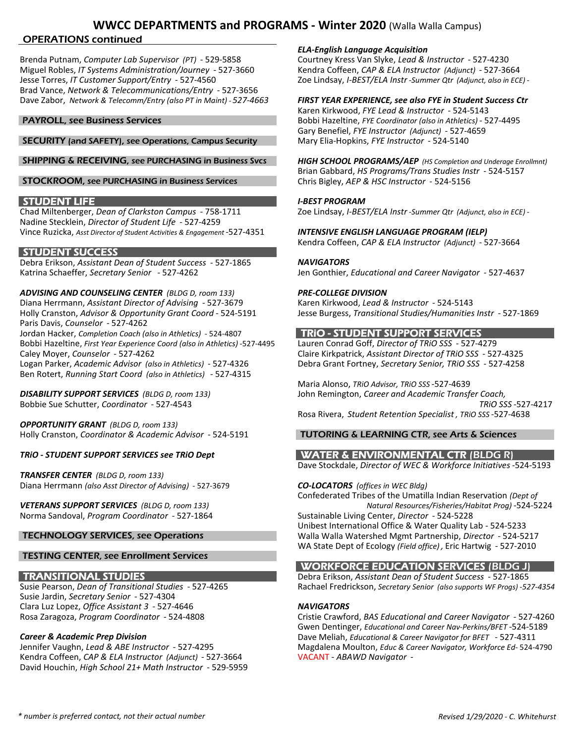# WWCC DEPARTMENTS and PROGRAMS - Winter 2020 (Walla Walla Campus)

## OPERATIONS continued

Brenda Putnam, *Computer Lab Supervisor (PT)* - 529-5858
Miguel Robles, *IT Systems Administration/Journey* - 527-3660
Jesse Torres, *IT Customer Support/Entry* - 527-4560
Brad Vance, *Network & Telecommunications/Entry* - 527-3656
Dave Zabor, *Network & Telecomm/Entry (also PT in Maint)* - *527-4663*

## PAYROLL, see Business Services

## SECURITY (and SAFETY), see Operations, Campus Security

## SHIPPING & RECEIVING, see PURCHASING in Business Svcs

## STOCKROOM, see PURCHASING in Business Services

## STUDENT LIFE

Chad Miltenberger, *Dean of Clarkston Campus* - 758-1711
Nadine Stecklein, *Director of Student Life* - 527-4259
Vince Ruzicka, *Asst Director of Student Activities & Engagement* -527-4351

## STUDENT SUCCESS

Debra Erikson, *Assistant Dean of Student Success* - 527-1865
Katrina Schaeffer, *Secretary Senior* - 527-4262

***ADVISING AND COUNSELING CENTER*** *(BLDG D, room 133)*
Diana Herrmann, *Assistant Director of Advising* - 527-3679
Holly Cranston, *Advisor & Opportunity Grant Coord* - 524-5191
Paris Davis, *Counselor* - 527-4262
Jordan Hacker, *Completion Coach (also in Athletics)* - 524-4807
Bobbi Hazeltine, *First Year Experience Coord (also in Athletics)* -527-4495
Caley Moyer, *Counselor* - 527-4262
Logan Parker, *Academic Advisor (also in Athletics)* - 527-4326
Ben Rotert, *Running Start Coord (also in Athletics)* - 527-4315

***DISABILITY SUPPORT SERVICES*** *(BLDG D, room 133)*
Bobbie Sue Schutter, *Coordinator* - 527-4543

***OPPORTUNITY GRANT*** *(BLDG D, room 133)*
Holly Cranston, *Coordinator & Academic Advisor* - 524-5191

***TRiO - STUDENT SUPPORT SERVICES see TRiO Dept***

***TRANSFER CENTER*** *(BLDG D, room 133)*
Diana Herrmann *(also Asst Director of Advising)* - 527-3679

***VETERANS SUPPORT SERVICES*** *(BLDG D, room 133)*
Norma Sandoval, *Program Coordinator* - 527-1864

## TECHNOLOGY SERVICES, see Operations

## TESTING CENTER, see Enrollment Services

## TRANSITIONAL STUDIES

Susie Pearson, *Dean of Transitional Studies* - 527-4265
Susie Jardin, *Secretary Senior* - 527-4304
Clara Luz Lopez, *Office Assistant 3* - 527-4646
Rosa Zaragoza, *Program Coordinator* - 524-4808

***Career & Academic Prep Division***
Jennifer Vaughn, *Lead & ABE Instructor* - 527-4295
Kendra Coffeen, *CAP & ELA Instructor (Adjunct)* - 527-3664
David Houchin, *High School 21+ Math Instructor* - 529-5959

***ELA-English Language Acquisition***
Courtney Kress Van Slyke, *Lead & Instructor* - 527-4230
Kendra Coffeen, *CAP & ELA Instructor (Adjunct)* - 527-3664
Zoe Lindsay, *I-BEST/ELA Instr -Summer Qtr (Adjunct, also in ECE)* -

***FIRST YEAR EXPERIENCE, see also FYE in Student Success Ctr***
Karen Kirkwood, *FYE Lead & Instructor* - 524-5143
Bobbi Hazeltine, *FYE Coordinator (also in Athletics)* - 527-4495
Gary Benefiel, *FYE Instructor (Adjunct)* - 527-4659
Mary Elia-Hopkins, *FYE Instructor* - 524-5140

***HIGH SCHOOL PROGRAMS/AEP*** *(HS Completion and Underage Enrollmnt)*
Brian Gabbard, *HS Programs/Trans Studies Instr* - 524-5157
Chris Bigley, *AEP & HSC Instructor* - 524-5156

***I-BEST PROGRAM***
Zoe Lindsay, *I-BEST/ELA Instr -Summer Qtr (Adjunct, also in ECE)* -

***INTENSIVE ENGLISH LANGUAGE PROGRAM (IELP)***
Kendra Coffeen, *CAP & ELA Instructor (Adjunct)* - 527-3664

***NAVIGATORS***
Jen Gonthier, *Educational and Career Navigator* - 527-4637

***PRE-COLLEGE DIVISION***
Karen Kirkwood, *Lead & Instructor* - 524-5143
Jesse Burgess, *Transitional Studies/Humanities Instr* - 527-1869

## TRiO - STUDENT SUPPORT SERVICES

Lauren Conrad Goff, *Director of TRiO SSS* - 527-4279
Claire Kirkpatrick, *Assistant Director of TRiO SSS* - 527-4325
Debra Grant Fortney, *Secretary Senior, TRiO SSS* - 527-4258

Maria Alonso, *TRiO Advisor, TRiO SSS* -527-4639
John Remington, *Career and Academic Transfer Coach, TRiO SSS* -527-4217
Rosa Rivera, *Student Retention Specialist , TRiO SSS* -527-4638

## TUTORING & LEARNING CTR, see Arts & Sciences

## WATER & ENVIRONMENTAL CTR (BLDG R)

Dave Stockdale, *Director of WEC & Workforce Initiatives* -524-5193

***CO-LOCATORS*** *(offices in WEC Bldg)*
Confederated Tribes of the Umatilla Indian Reservation *(Dept of Natural Resources/Fisheries/Habitat Prog)* -524-5224
Sustainable Living Center, *Director* - 524-5228
Unibest International Office & Water Quality Lab - 524-5233
Walla Walla Watershed Mgmt Partnership, *Director* - 524-5217
WA State Dept of Ecology *(Field office)* , Eric Hartwig - 527-2010

## WORKFORCE EDUCATION SERVICES (BLDG J)

Debra Erikson, *Assistant Dean of Student Success* - 527-1865
Rachael Fredrickson, *Secretary Senior (also supports WF Progs)* -*527-4354*

***NAVIGATORS***
Cristie Crawford, *BAS Educational and Career Navigator* - 527-4260
Gwen Dentinger, *Educational and Career Nav-Perkins/BFET* -524-5189
Dave Meliah, *Educational & Career Navigator for BFET* - 527-4311
Magdalena Moulton, *Educ & Career Navigator, Workforce Ed*- 524-4790
VACANT - *ABAWD Navigator* -

*\* number is preferred contact, not their actual number*

*Revised 1/29/2020 - C. Whitehurst*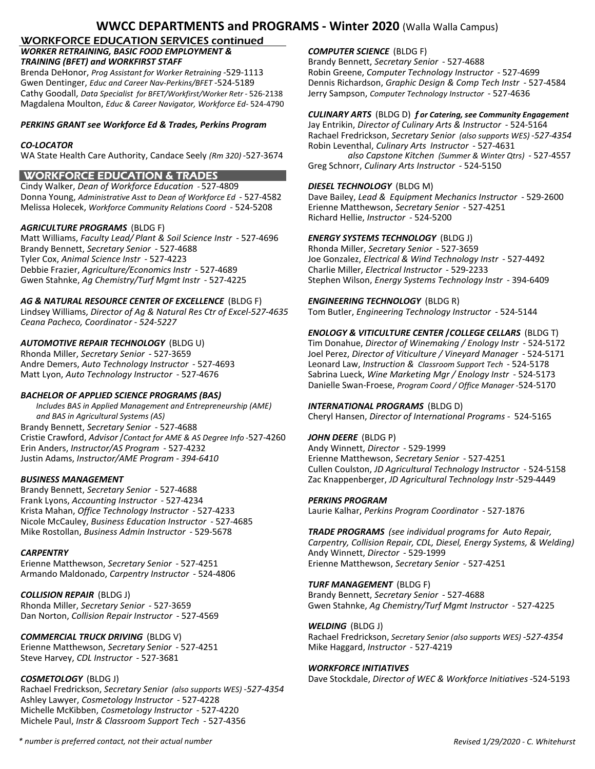# WWCC DEPARTMENTS and PROGRAMS - Winter 2020 (Walla Walla Campus)

## WORKFORCE EDUCATION SERVICES continued

***WORKER RETRAINING, BASIC FOOD EMPLOYMENT & TRAINING (BFET) and WORKFIRST STAFF***

Brenda DeHonor, *Prog Assistant for Worker Retraining* -529-1113
Gwen Dentinger, *Educ and Career Nav-Perkins/BFET* -524-5189
Cathy Goodall, *Data Specialist for BFET/Workfirst/Worker Retr* - 526-2138
Magdalena Moulton, *Educ & Career Navigator, Workforce Ed*- 524-4790

***PERKINS GRANT see Workforce Ed & Trades, Perkins Program***

***CO-LOCATOR***

WA State Health Care Authority, Candace Seely *(Rm 320)* -527-3674

## WORKFORCE EDUCATION & TRADES

Cindy Walker, *Dean of Workforce Education* - 527-4809
Donna Young, *Administrative Asst to Dean of Workforce Ed* - 527-4582
Melissa Holecek, *Workforce Community Relations Coord* - 524-5208

***AGRICULTURE PROGRAMS*** (BLDG F)

Matt Williams, *Faculty Lead/ Plant & Soil Science Instr* - 527-4696
Brandy Bennett, *Secretary Senior* - 527-4688
Tyler Cox, *Animal Science Instr* - 527-4223
Debbie Frazier, *Agriculture/Economics Instr* - 527-4689
Gwen Stahnke, *Ag Chemistry/Turf Mgmt Instr* - 527-4225

***AG & NATURAL RESOURCE CENTER OF EXCELLENCE*** (BLDG F)

Lindsey Williams, *Director of Ag & Natural Res Ctr of Excel-527-4635*
*Ceana Pacheco, Coordinator - 524-5227*

***AUTOMOTIVE REPAIR TECHNOLOGY*** (BLDG U)

Rhonda Miller, *Secretary Senior* - 527-3659
Andre Demers, *Auto Technology Instructor* - 527-4693
Matt Lyon, *Auto Technology Instructor* - 527-4676

***BACHELOR OF APPLIED SCIENCE PROGRAMS (BAS)***

*Includes BAS in Applied Management and Entrepreneurship (AME) and BAS in Agricultural Systems (AS)*

Brandy Bennett, *Secretary Senior* - 527-4688
Cristie Crawford, *Advisor /Contact for AME & AS Degree Info* -527-4260
Erin Anders, *Instructor/AS Program* - 527-4232
Justin Adams, *Instructor/AME Program - 394-6410*

***BUSINESS MANAGEMENT***

Brandy Bennett, *Secretary Senior* - 527-4688
Frank Lyons, *Accounting Instructor* - 527-4234
Krista Mahan, *Office Technology Instructor* - 527-4233
Nicole McCauley, *Business Education Instructor* - 527-4685
Mike Rostollan, *Business Admin Instructor* - 529-5678

***CARPENTRY***

Erienne Matthewson, *Secretary Senior* - 527-4251
Armando Maldonado, *Carpentry Instructor* - 524-4806

***COLLISION REPAIR*** (BLDG J)

Rhonda Miller, *Secretary Senior* - 527-3659
Dan Norton, *Collision Repair Instructor* - 527-4569

***COMMERCIAL TRUCK DRIVING*** (BLDG V)

Erienne Matthewson, *Secretary Senior* - 527-4251
Steve Harvey, *CDL Instructor* - 527-3681

***COSMETOLOGY*** (BLDG J)

Rachael Fredrickson, *Secretary Senior (also supports WES) -527-4354*
Ashley Lawyer, *Cosmetology Instructor* - 527-4228
Michelle McKibben, *Cosmetology Instructor* - 527-4220
Michele Paul, *Instr & Classroom Support Tech* - 527-4356

***COMPUTER SCIENCE*** (BLDG F)

Brandy Bennett, *Secretary Senior* - 527-4688
Robin Greene, *Computer Technology Instructor* - 527-4699
Dennis Richardson, *Graphic Design & Comp Tech Instr* - 527-4584
Jerry Sampson, *Computer Technology Instructor* - 527-4636

***CULINARY ARTS*** (BLDG D) ***for Catering, see Community Engagement***

Jay Entrikin, *Director of Culinary Arts & Instructor* - 524-5164
Rachael Fredrickson, *Secretary Senior (also supports WES) -527-4354*
Robin Leventhal, *Culinary Arts Instructor* - 527-4631
*also Capstone Kitchen (Summer & Winter Qtrs)* - 527-4557
Greg Schnorr, *Culinary Arts Instructor* - 524-5150

***DIESEL TECHNOLOGY*** (BLDG M)

Dave Bailey, *Lead & Equipment Mechanics Instructor* - 529-2600
Erienne Matthewson, *Secretary Senior* - 527-4251
Richard Hellie, *Instructor* - 524-5200

***ENERGY SYSTEMS TECHNOLOGY*** (BLDG J)

Rhonda Miller, *Secretary Senior* - 527-3659
Joe Gonzalez, *Electrical & Wind Technology Instr* - 527-4492
Charlie Miller, *Electrical Instructor* - 529-2233
Stephen Wilson, *Energy Systems Technology Instr* - 394-6409

***ENGINEERING TECHNOLOGY*** (BLDG R)

Tom Butler, *Engineering Technology Instructor* - 524-5144

***ENOLOGY & VITICULTURE CENTER /COLLEGE CELLARS*** (BLDG T)

Tim Donahue, *Director of Winemaking / Enology Instr* - 524-5172
Joel Perez, *Director of Viticulture / Vineyard Manager* - 524-5171
Leonard Law, *Instruction & Classroom Support Tech* - 524-5178
Sabrina Lueck, *Wine Marketing Mgr / Enology Instr* - 524-5173
Danielle Swan-Froese, *Program Coord / Office Manager* -524-5170

***INTERNATIONAL PROGRAMS*** (BLDG D)

Cheryl Hansen, *Director of International Programs* - 524-5165

***JOHN DEERE*** (BLDG P)

Andy Winnett, *Director* - 529-1999
Erienne Matthewson, *Secretary Senior* - 527-4251
Cullen Coulston, *JD Agricultural Technology Instructor* - 524-5158
Zac Knappenberger, *JD Agricultural Technology Instr* -529-4449

***PERKINS PROGRAM***

Laurie Kalhar, *Perkins Program Coordinator* - 527-1876

***TRADE PROGRAMS*** *(see individual programs for Auto Repair, Carpentry, Collision Repair, CDL, Diesel, Energy Systems, & Welding)*

Andy Winnett, *Director* - 529-1999
Erienne Matthewson, *Secretary Senior* - 527-4251

***TURF MANAGEMENT*** (BLDG F)

Brandy Bennett, *Secretary Senior* - 527-4688
Gwen Stahnke, *Ag Chemistry/Turf Mgmt Instructor* - 527-4225

***WELDING*** (BLDG J)

Rachael Fredrickson, *Secretary Senior (also supports WES) -527-4354*
Mike Haggard, *Instructor* - 527-4219

***WORKFORCE INITIATIVES***

Dave Stockdale, *Director of WEC & Workforce Initiatives* -524-5193

*\* number is preferred contact, not their actual number*

*Revised 1/29/2020 - C. Whitehurst*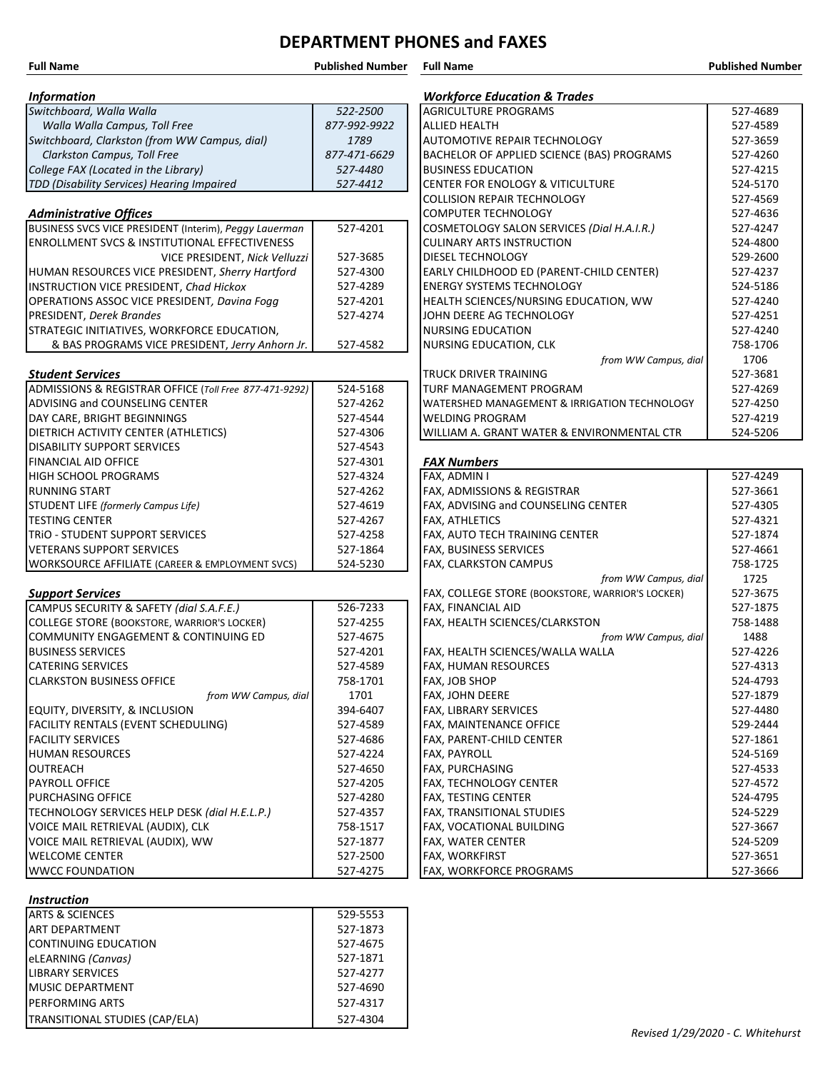# DEPARTMENT PHONES and FAXES

### *Information*

| Full Name | Published Number |
|---|---|
| *Switchboard, Walla Walla* | *522-2500* |
| *Walla Walla Campus, Toll Free* | *877-992-9922* |
| *Switchboard, Clarkston (from WW Campus, dial)* | *1789* |
| *Clarkston Campus, Toll Free* | *877-471-6629* |
| *College FAX (Located in the Library)* | *527-4480* |
| *TDD (Disability Services) Hearing Impaired* | *527-4412* |

### *Administrative Offices*

| Full Name | Published Number |
|---|---|
| BUSINESS SVCS VICE PRESIDENT (Interim), *Peggy Lauerman* | 527-4201 |
| ENROLLMENT SVCS & INSTITUTIONAL EFFECTIVENESS VICE PRESIDENT, *Nick Velluzzi* | 527-3685 |
| HUMAN RESOURCES VICE PRESIDENT, *Sherry Hartford* | 527-4300 |
| INSTRUCTION VICE PRESIDENT, *Chad Hickox* | 527-4289 |
| OPERATIONS ASSOC VICE PRESIDENT, *Davina Fogg* | 527-4201 |
| PRESIDENT, *Derek Brandes* | 527-4274 |
| STRATEGIC INITIATIVES, WORKFORCE EDUCATION, & BAS PROGRAMS VICE PRESIDENT, *Jerry Anhorn Jr.* | 527-4582 |

### *Student Services*

| Full Name | Published Number |
|---|---|
| ADMISSIONS & REGISTRAR OFFICE (*Toll Free 877-471-9292)* | 524-5168 |
| ADVISING and COUNSELING CENTER | 527-4262 |
| DAY CARE, BRIGHT BEGINNINGS | 527-4544 |
| DIETRICH ACTIVITY CENTER (ATHLETICS) | 527-4306 |
| DISABILITY SUPPORT SERVICES | 527-4543 |
| FINANCIAL AID OFFICE | 527-4301 |
| HIGH SCHOOL PROGRAMS | 527-4324 |
| RUNNING START | 527-4262 |
| STUDENT LIFE *(formerly Campus Life)* | 527-4619 |
| TESTING CENTER | 527-4267 |
| TRiO - STUDENT SUPPORT SERVICES | 527-4258 |
| VETERANS SUPPORT SERVICES | 527-1864 |
| WORKSOURCE AFFILIATE (CAREER & EMPLOYMENT SVCS) | 524-5230 |

### *Support Services*

| Full Name | Published Number |
|---|---|
| CAMPUS SECURITY & SAFETY *(dial S.A.F.E.)* | 526-7233 |
| COLLEGE STORE (BOOKSTORE, WARRIOR'S LOCKER) | 527-4255 |
| COMMUNITY ENGAGEMENT & CONTINUING ED | 527-4675 |
| BUSINESS SERVICES | 527-4201 |
| CATERING SERVICES | 527-4589 |
| CLARKSTON BUSINESS OFFICE | 758-1701 |
| *from WW Campus, dial* | 1701 |
| EQUITY, DIVERSITY, & INCLUSION | 394-6407 |
| FACILITY RENTALS (EVENT SCHEDULING) | 527-4589 |
| FACILITY SERVICES | 527-4686 |
| HUMAN RESOURCES | 527-4224 |
| OUTREACH | 527-4650 |
| PAYROLL OFFICE | 527-4205 |
| PURCHASING OFFICE | 527-4280 |
| TECHNOLOGY SERVICES HELP DESK *(dial H.E.L.P.)* | 527-4357 |
| VOICE MAIL RETRIEVAL (AUDIX), CLK | 758-1517 |
| VOICE MAIL RETRIEVAL (AUDIX), WW | 527-1877 |
| WELCOME CENTER | 527-2500 |
| WWCC FOUNDATION | 527-4275 |

### *Instruction*

| Full Name | Published Number |
|---|---|
| ARTS & SCIENCES | 529-5553 |
| ART DEPARTMENT | 527-1873 |
| CONTINUING EDUCATION | 527-4675 |
| eLEARNING *(Canvas)* | 527-1871 |
| LIBRARY SERVICES | 527-4277 |
| MUSIC DEPARTMENT | 527-4690 |
| PERFORMING ARTS | 527-4317 |
| TRANSITIONAL STUDIES (CAP/ELA) | 527-4304 |

### *Workforce Education & Trades*

| Full Name | Published Number |
|---|---|
| AGRICULTURE PROGRAMS | 527-4689 |
| ALLIED HEALTH | 527-4589 |
| AUTOMOTIVE REPAIR TECHNOLOGY | 527-3659 |
| BACHELOR OF APPLIED SCIENCE (BAS) PROGRAMS | 527-4260 |
| BUSINESS EDUCATION | 527-4215 |
| CENTER FOR ENOLOGY & VITICULTURE | 524-5170 |
| COLLISION REPAIR TECHNOLOGY | 527-4569 |
| COMPUTER TECHNOLOGY | 527-4636 |
| COSMETOLOGY SALON SERVICES *(Dial H.A.I.R.)* | 527-4247 |
| CULINARY ARTS INSTRUCTION | 524-4800 |
| DIESEL TECHNOLOGY | 529-2600 |
| EARLY CHILDHOOD ED (PARENT-CHILD CENTER) | 527-4237 |
| ENERGY SYSTEMS TECHNOLOGY | 524-5186 |
| HEALTH SCIENCES/NURSING EDUCATION, WW | 527-4240 |
| JOHN DEERE AG TECHNOLOGY | 527-4251 |
| NURSING EDUCATION | 527-4240 |
| NURSING EDUCATION, CLK | 758-1706 |
| *from WW Campus, dial* | 1706 |
| TRUCK DRIVER TRAINING | 527-3681 |
| TURF MANAGEMENT PROGRAM | 527-4269 |
| WATERSHED MANAGEMENT & IRRIGATION TECHNOLOGY | 527-4250 |
| WELDING PROGRAM | 527-4219 |
| WILLIAM A. GRANT WATER & ENVIRONMENTAL CTR | 524-5206 |

### *FAX Numbers*

| Full Name | Published Number |
|---|---|
| FAX, ADMIN I | 527-4249 |
| FAX, ADMISSIONS & REGISTRAR | 527-3661 |
| FAX, ADVISING and COUNSELING CENTER | 527-4305 |
| FAX, ATHLETICS | 527-4321 |
| FAX, AUTO TECH TRAINING CENTER | 527-1874 |
| FAX, BUSINESS SERVICES | 527-4661 |
| FAX, CLARKSTON CAMPUS | 758-1725 |
| *from WW Campus, dial* | 1725 |
| FAX, COLLEGE STORE (BOOKSTORE, WARRIOR'S LOCKER) | 527-3675 |
| FAX, FINANCIAL AID | 527-1875 |
| FAX, HEALTH SCIENCES/CLARKSTON | 758-1488 |
| *from WW Campus, dial* | 1488 |
| FAX, HEALTH SCIENCES/WALLA WALLA | 527-4226 |
| FAX, HUMAN RESOURCES | 527-4313 |
| FAX, JOB SHOP | 524-4793 |
| FAX, JOHN DEERE | 527-1879 |
| FAX, LIBRARY SERVICES | 527-4480 |
| FAX, MAINTENANCE OFFICE | 529-2444 |
| FAX, PARENT-CHILD CENTER | 527-1861 |
| FAX, PAYROLL | 524-5169 |
| FAX, PURCHASING | 527-4533 |
| FAX, TECHNOLOGY CENTER | 527-4572 |
| FAX, TESTING CENTER | 524-4795 |
| FAX, TRANSITIONAL STUDIES | 524-5229 |
| FAX, VOCATIONAL BUILDING | 527-3667 |
| FAX, WATER CENTER | 524-5209 |
| FAX, WORKFIRST | 527-3651 |
| FAX, WORKFORCE PROGRAMS | 527-3666 |

*Revised 1/29/2020 - C. Whitehurst*